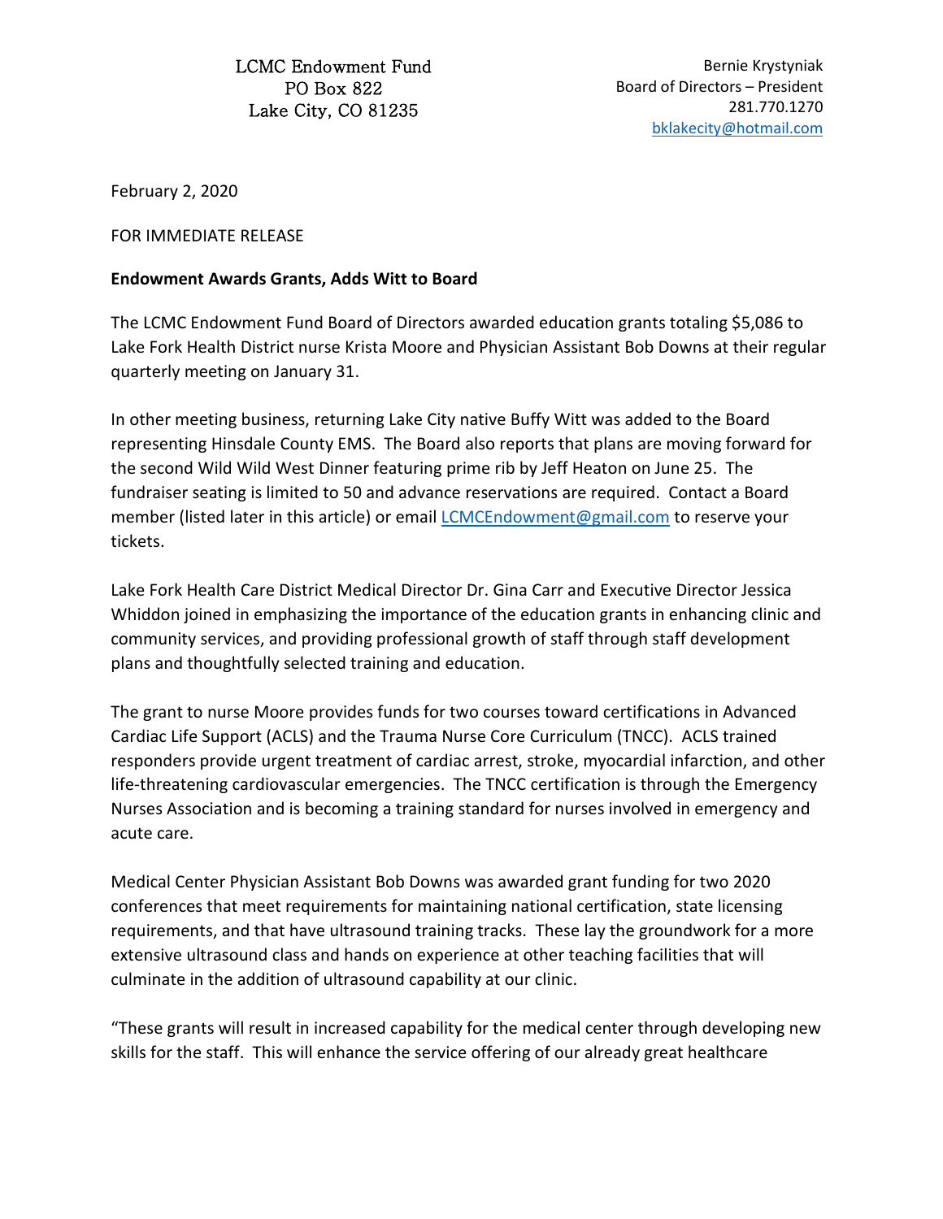LCMC Endowment Fund
PO Box 822
Lake City, CO 81235

Bernie Krystyniak
Board of Directors – President
281.770.1270
bklakecity@hotmail.com

February 2, 2020

FOR IMMEDIATE RELEASE

**Endowment Awards Grants, Adds Witt to Board**

The LCMC Endowment Fund Board of Directors awarded education grants totaling $5,086 to Lake Fork Health District nurse Krista Moore and Physician Assistant Bob Downs at their regular quarterly meeting on January 31.

In other meeting business, returning Lake City native Buffy Witt was added to the Board representing Hinsdale County EMS. The Board also reports that plans are moving forward for the second Wild Wild West Dinner featuring prime rib by Jeff Heaton on June 25. The fundraiser seating is limited to 50 and advance reservations are required. Contact a Board member (listed later in this article) or email LCMCEndowment@gmail.com to reserve your tickets.

Lake Fork Health Care District Medical Director Dr. Gina Carr and Executive Director Jessica Whiddon joined in emphasizing the importance of the education grants in enhancing clinic and community services, and providing professional growth of staff through staff development plans and thoughtfully selected training and education.

The grant to nurse Moore provides funds for two courses toward certifications in Advanced Cardiac Life Support (ACLS) and the Trauma Nurse Core Curriculum (TNCC). ACLS trained responders provide urgent treatment of cardiac arrest, stroke, myocardial infarction, and other life-threatening cardiovascular emergencies. The TNCC certification is through the Emergency Nurses Association and is becoming a training standard for nurses involved in emergency and acute care.

Medical Center Physician Assistant Bob Downs was awarded grant funding for two 2020 conferences that meet requirements for maintaining national certification, state licensing requirements, and that have ultrasound training tracks. These lay the groundwork for a more extensive ultrasound class and hands on experience at other teaching facilities that will culminate in the addition of ultrasound capability at our clinic.

"These grants will result in increased capability for the medical center through developing new skills for the staff. This will enhance the service offering of our already great healthcare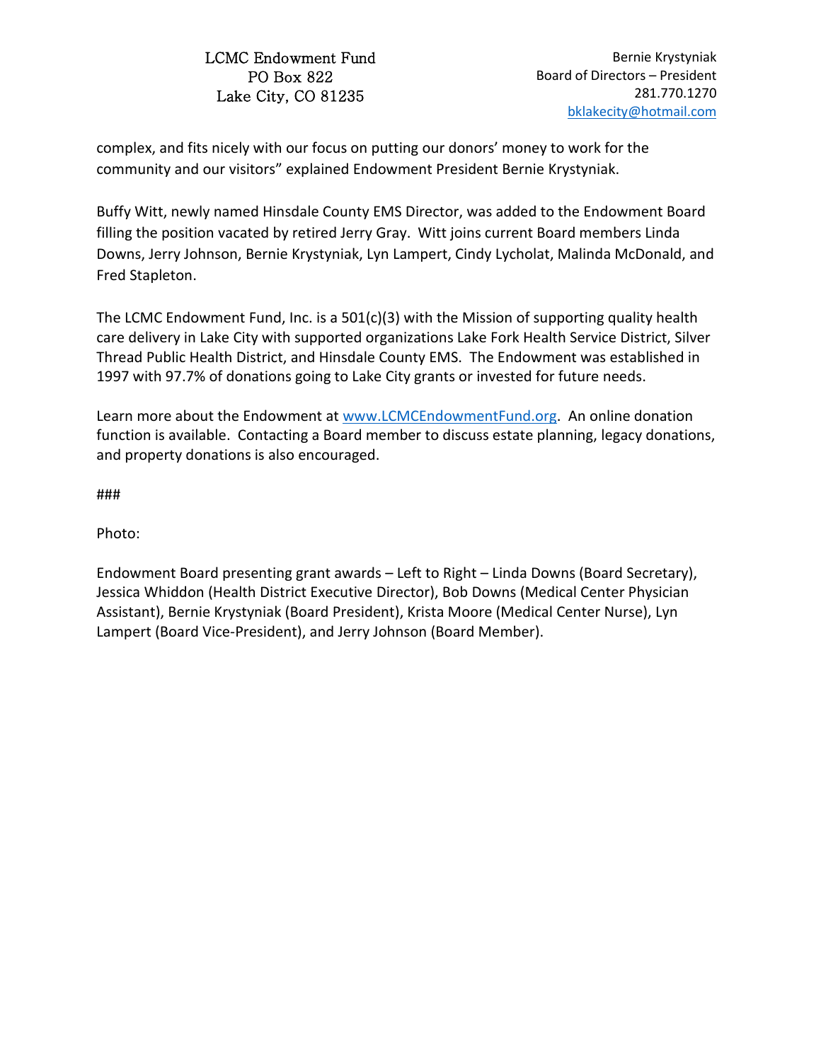complex, and fits nicely with our focus on putting our donors' money to work for the community and our visitors" explained Endowment President Bernie Krystyniak.

Buffy Witt, newly named Hinsdale County EMS Director, was added to the Endowment Board filling the position vacated by retired Jerry Gray. Witt joins current Board members Linda Downs, Jerry Johnson, Bernie Krystyniak, Lyn Lampert, Cindy Lycholat, Malinda McDonald, and Fred Stapleton.

The LCMC Endowment Fund, Inc. is a 501(c)(3) with the Mission of supporting quality health care delivery in Lake City with supported organizations Lake Fork Health Service District, Silver Thread Public Health District, and Hinsdale County EMS. The Endowment was established in 1997 with 97.7% of donations going to Lake City grants or invested for future needs.

Learn more about the Endowment at [www.LCMCEndowmentFund.org](http://www.LCMCEndowmentFund.org). An online donation function is available. Contacting a Board member to discuss estate planning, legacy donations, and property donations is also encouraged.

###

Photo:

Endowment Board presenting grant awards – Left to Right – Linda Downs (Board Secretary), Jessica Whiddon (Health District Executive Director), Bob Downs (Medical Center Physician Assistant), Bernie Krystyniak (Board President), Krista Moore (Medical Center Nurse), Lyn Lampert (Board Vice-President), and Jerry Johnson (Board Member).